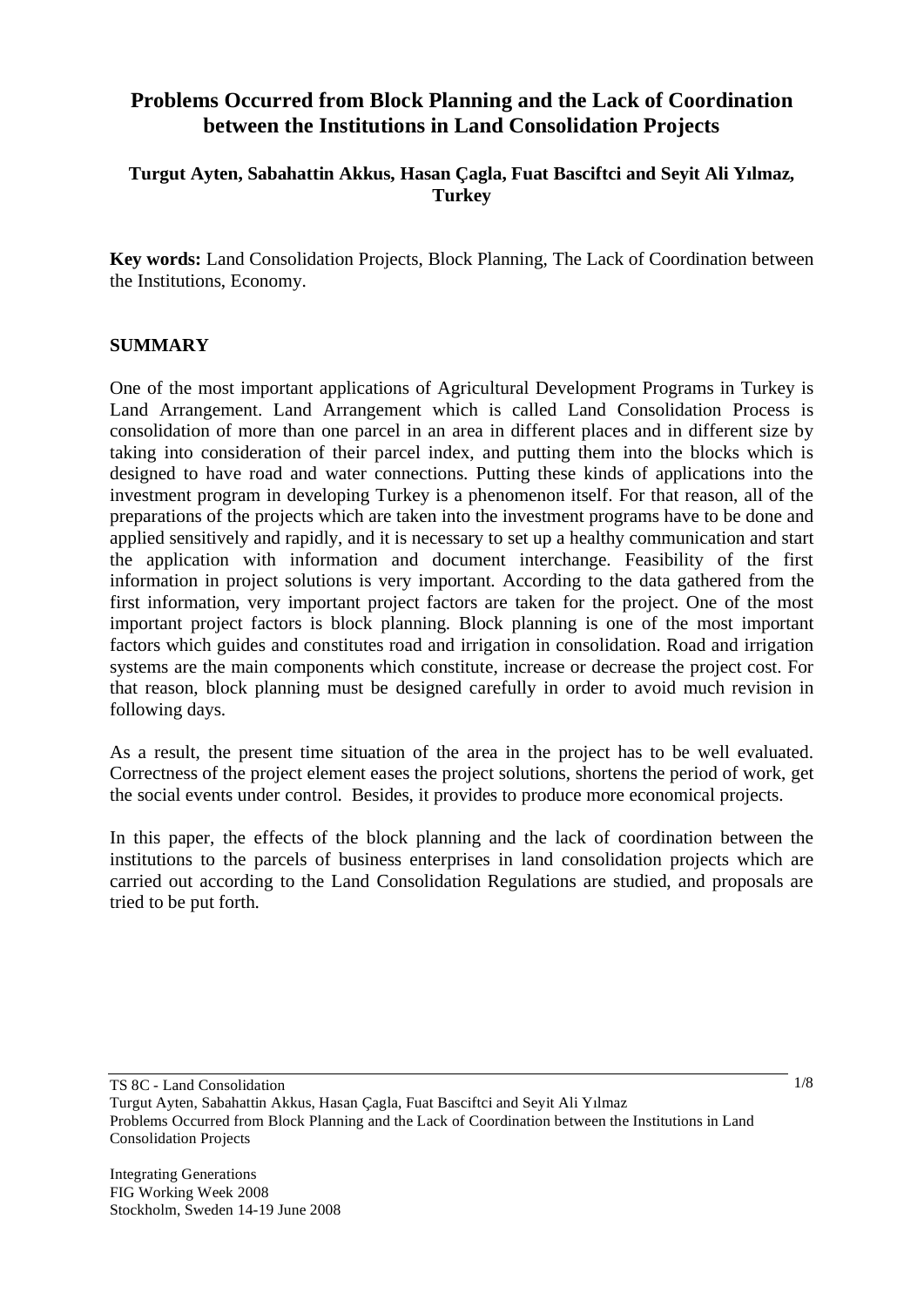# Problems Occurred from Block Planning and the Lack of Coordination between the Institutions in Land Consolidation Projects

**Turgut Ayten, Sabahattin Akkus, Hasan Çagla, Fuat Basciftci and Seyit Ali Yılmaz, Turkey**

**Key words:** Land Consolidation Projects, Block Planning, The Lack of Coordination between the Institutions, Economy.

## SUMMARY

One of the most important applications of Agricultural Development Programs in Turkey is Land Arrangement. Land Arrangement which is called Land Consolidation Process is consolidation of more than one parcel in an area in different places and in different size by taking into consideration of their parcel index, and putting them into the blocks which is designed to have road and water connections. Putting these kinds of applications into the investment program in developing Turkey is a phenomenon itself. For that reason, all of the preparations of the projects which are taken into the investment programs have to be done and applied sensitively and rapidly, and it is necessary to set up a healthy communication and start the application with information and document interchange. Feasibility of the first information in project solutions is very important. According to the data gathered from the first information, very important project factors are taken for the project. One of the most important project factors is block planning. Block planning is one of the most important factors which guides and constitutes road and irrigation in consolidation. Road and irrigation systems are the main components which constitute, increase or decrease the project cost. For that reason, block planning must be designed carefully in order to avoid much revision in following days.

As a result, the present time situation of the area in the project has to be well evaluated. Correctness of the project element eases the project solutions, shortens the period of work, get the social events under control. Besides, it provides to produce more economical projects.

In this paper, the effects of the block planning and the lack of coordination between the institutions to the parcels of business enterprises in land consolidation projects which are carried out according to the Land Consolidation Regulations are studied, and proposals are tried to be put forth.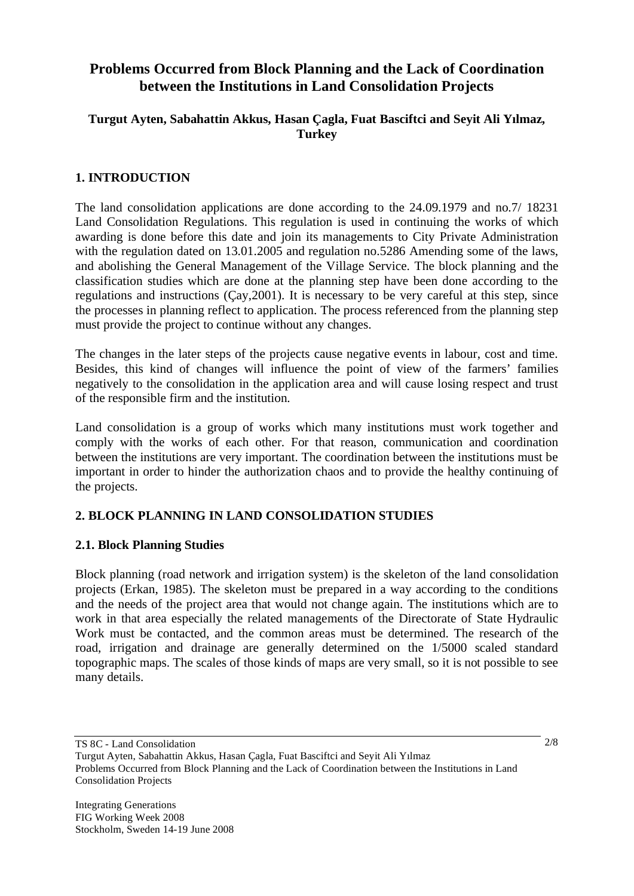# Problems Occurred from Block Planning and the Lack of Coordination between the Institutions in Land Consolidation Projects

**Turgut Ayten, Sabahattin Akkus, Hasan Çagla, Fuat Basciftci and Seyit Ali Yılmaz, Turkey**

## 1. INTRODUCTION

The land consolidation applications are done according to the 24.09.1979 and no.7/ 18231 Land Consolidation Regulations. This regulation is used in continuing the works of which awarding is done before this date and join its managements to City Private Administration with the regulation dated on 13.01.2005 and regulation no.5286 Amending some of the laws, and abolishing the General Management of the Village Service. The block planning and the classification studies which are done at the planning step have been done according to the regulations and instructions (Çay,2001). It is necessary to be very careful at this step, since the processes in planning reflect to application. The process referenced from the planning step must provide the project to continue without any changes.

The changes in the later steps of the projects cause negative events in labour, cost and time. Besides, this kind of changes will influence the point of view of the farmers' families negatively to the consolidation in the application area and will cause losing respect and trust of the responsible firm and the institution.

Land consolidation is a group of works which many institutions must work together and comply with the works of each other. For that reason, communication and coordination between the institutions are very important. The coordination between the institutions must be important in order to hinder the authorization chaos and to provide the healthy continuing of the projects.

## 2. BLOCK PLANNING IN LAND CONSOLIDATION STUDIES

### 2.1. Block Planning Studies

Block planning (road network and irrigation system) is the skeleton of the land consolidation projects (Erkan, 1985). The skeleton must be prepared in a way according to the conditions and the needs of the project area that would not change again. The institutions which are to work in that area especially the related managements of the Directorate of State Hydraulic Work must be contacted, and the common areas must be determined. The research of the road, irrigation and drainage are generally determined on the 1/5000 scaled standard topographic maps. The scales of those kinds of maps are very small, so it is not possible to see many details.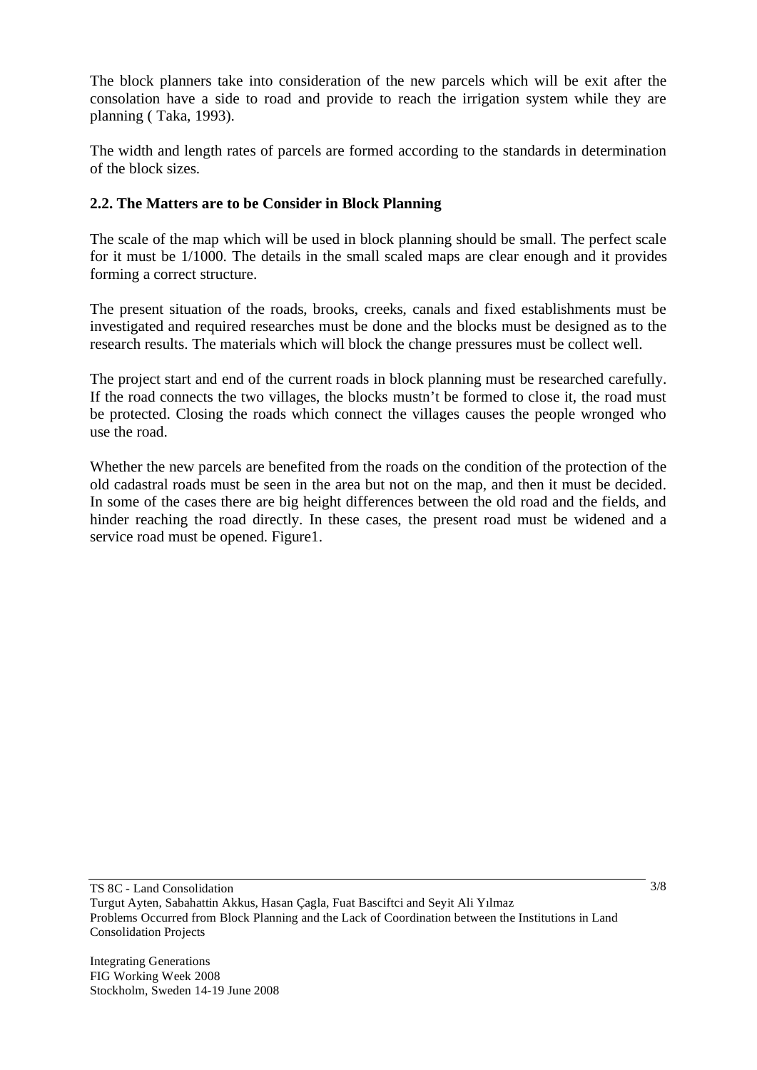The block planners take into consideration of the new parcels which will be exit after the consolation have a side to road and provide to reach the irrigation system while they are planning ( Taka, 1993).

The width and length rates of parcels are formed according to the standards in determination of the block sizes.

### 2.2. The Matters are to be Consider in Block Planning

The scale of the map which will be used in block planning should be small. The perfect scale for it must be 1/1000. The details in the small scaled maps are clear enough and it provides forming a correct structure.

The present situation of the roads, brooks, creeks, canals and fixed establishments must be investigated and required researches must be done and the blocks must be designed as to the research results. The materials which will block the change pressures must be collect well.

The project start and end of the current roads in block planning must be researched carefully. If the road connects the two villages, the blocks mustn't be formed to close it, the road must be protected. Closing the roads which connect the villages causes the people wronged who use the road.

Whether the new parcels are benefited from the roads on the condition of the protection of the old cadastral roads must be seen in the area but not on the map, and then it must be decided. In some of the cases there are big height differences between the old road and the fields, and hinder reaching the road directly. In these cases, the present road must be widened and a service road must be opened. Figure1.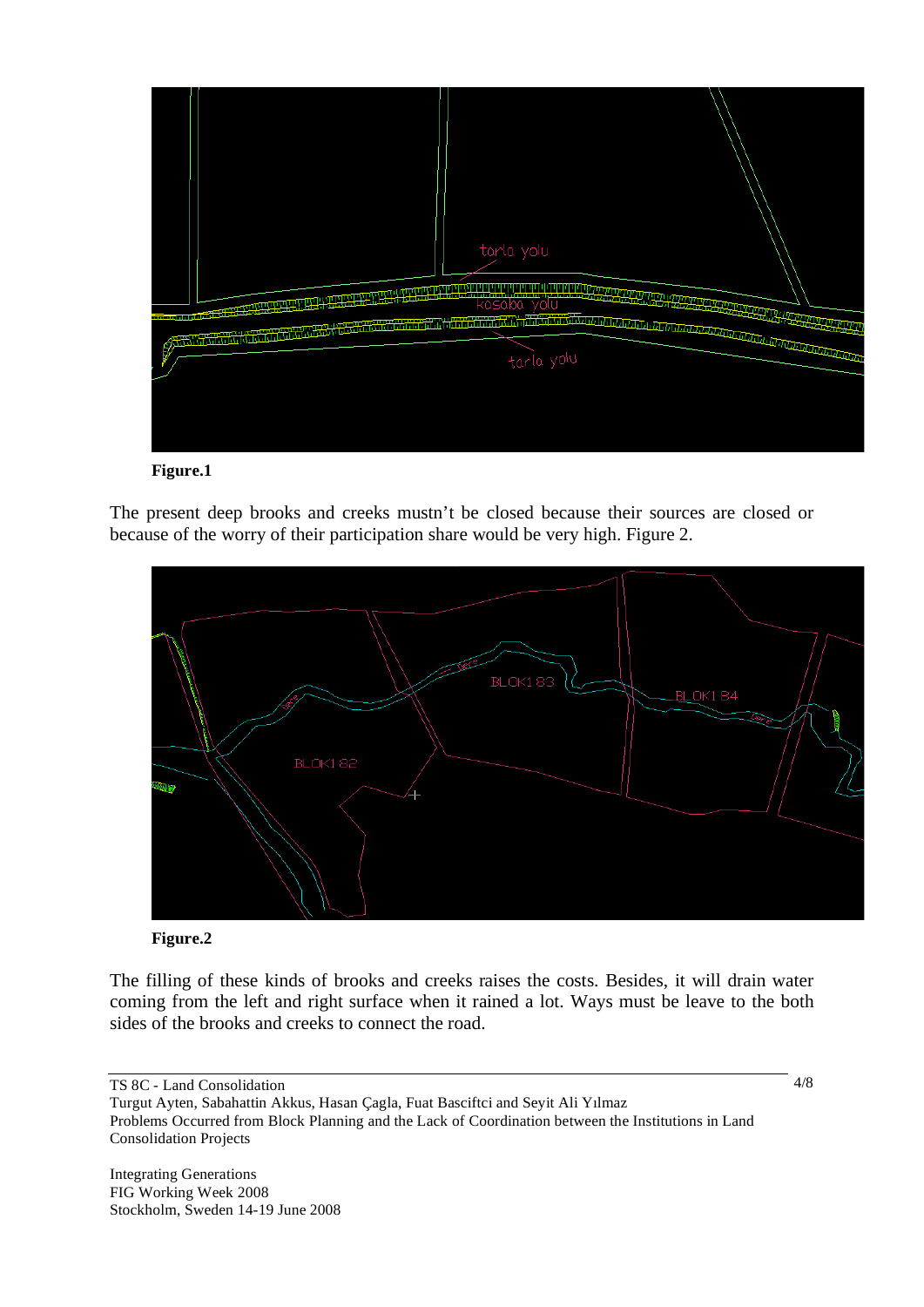**Figure.1**

The present deep brooks and creeks mustn't be closed because their sources are closed or because of the worry of their participation share would be very high. Figure 2.

**Figure.2**

The filling of these kinds of brooks and creeks raises the costs. Besides, it will drain water coming from the left and right surface when it rained a lot. Ways must be leave to the both sides of the brooks and creeks to connect the road.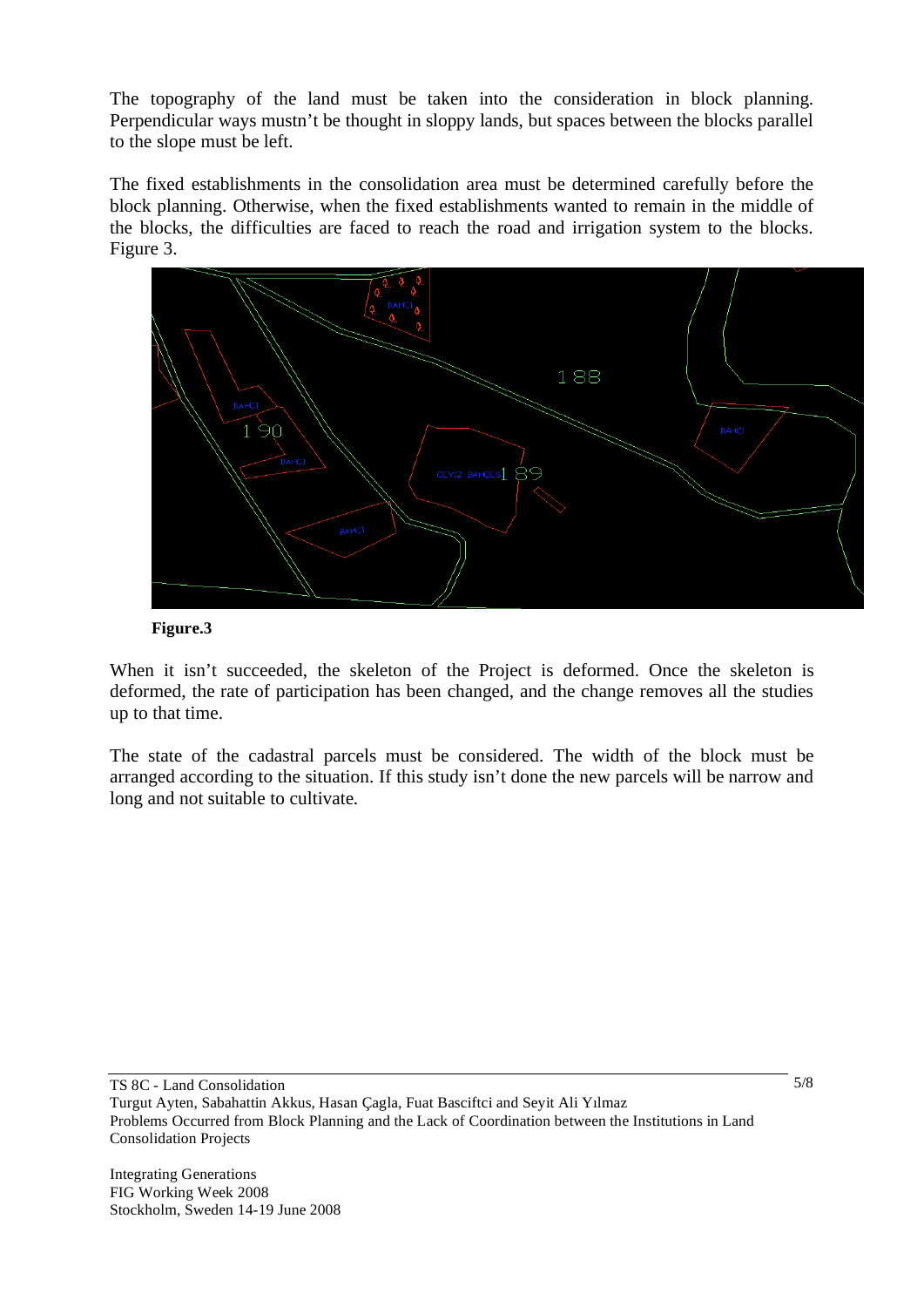The topography of the land must be taken into the consideration in block planning. Perpendicular ways mustn't be thought in sloppy lands, but spaces between the blocks parallel to the slope must be left.

The fixed establishments in the consolidation area must be determined carefully before the block planning. Otherwise, when the fixed establishments wanted to remain in the middle of the blocks, the difficulties are faced to reach the road and irrigation system to the blocks. Figure 3.

**Figure.3**

When it isn't succeeded, the skeleton of the Project is deformed. Once the skeleton is deformed, the rate of participation has been changed, and the change removes all the studies up to that time.

The state of the cadastral parcels must be considered. The width of the block must be arranged according to the situation. If this study isn't done the new parcels will be narrow and long and not suitable to cultivate.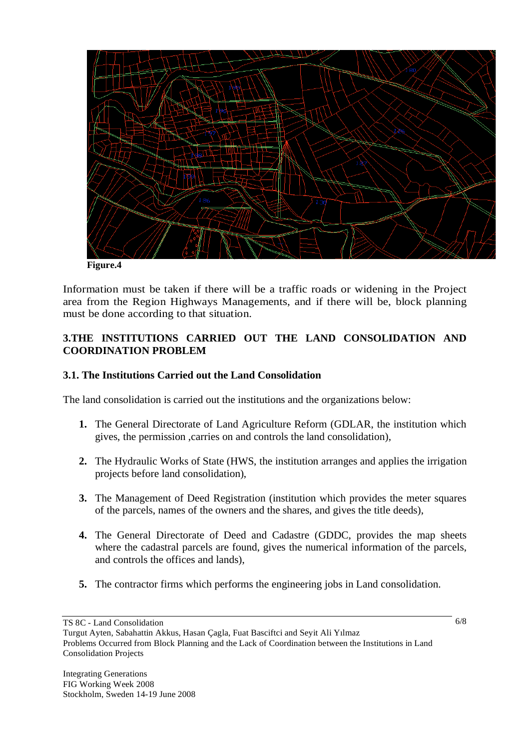Figure.4

Information must be taken if there will be a traffic roads or widening in the Project area from the Region Highways Managements, and if there will be, block planning must be done according to that situation.

## 3.THE INSTITUTIONS CARRIED OUT THE LAND CONSOLIDATION AND COORDINATION PROBLEM

### 3.1. The Institutions Carried out the Land Consolidation

The land consolidation is carried out the institutions and the organizations below:

1. The General Directorate of Land Agriculture Reform (GDLAR, the institution which gives, the permission ,carries on and controls the land consolidation),
2. The Hydraulic Works of State (HWS, the institution arranges and applies the irrigation projects before land consolidation),
3. The Management of Deed Registration (institution which provides the meter squares of the parcels, names of the owners and the shares, and gives the title deeds),
4. The General Directorate of Deed and Cadastre (GDDC, provides the map sheets where the cadastral parcels are found, gives the numerical information of the parcels, and controls the offices and lands),
5. The contractor firms which performs the engineering jobs in Land consolidation.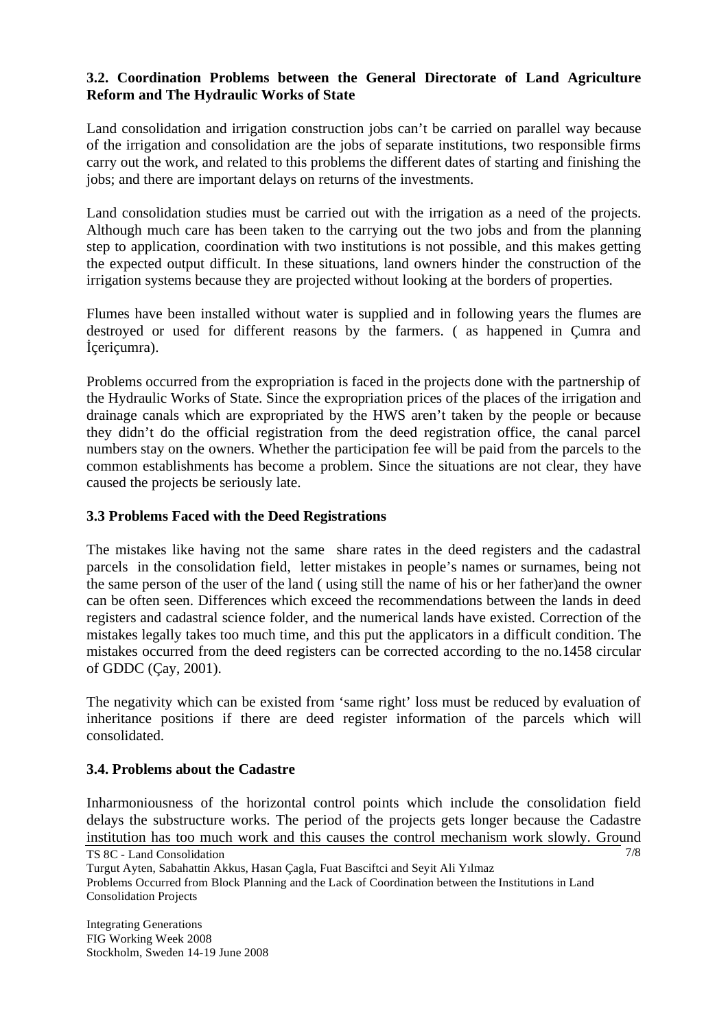### 3.2. Coordination Problems between the General Directorate of Land Agriculture Reform and The Hydraulic Works of State

Land consolidation and irrigation construction jobs can't be carried on parallel way because of the irrigation and consolidation are the jobs of separate institutions, two responsible firms carry out the work, and related to this problems the different dates of starting and finishing the jobs; and there are important delays on returns of the investments.

Land consolidation studies must be carried out with the irrigation as a need of the projects. Although much care has been taken to the carrying out the two jobs and from the planning step to application, coordination with two institutions is not possible, and this makes getting the expected output difficult. In these situations, land owners hinder the construction of the irrigation systems because they are projected without looking at the borders of properties.

Flumes have been installed without water is supplied and in following years the flumes are destroyed or used for different reasons by the farmers. ( as happened in Çumra and İçeriçumra).

Problems occurred from the expropriation is faced in the projects done with the partnership of the Hydraulic Works of State. Since the expropriation prices of the places of the irrigation and drainage canals which are expropriated by the HWS aren't taken by the people or because they didn't do the official registration from the deed registration office, the canal parcel numbers stay on the owners. Whether the participation fee will be paid from the parcels to the common establishments has become a problem. Since the situations are not clear, they have caused the projects be seriously late.

### 3.3 Problems Faced with the Deed Registrations

The mistakes like having not the same share rates in the deed registers and the cadastral parcels in the consolidation field, letter mistakes in people's names or surnames, being not the same person of the user of the land ( using still the name of his or her father)and the owner can be often seen. Differences which exceed the recommendations between the lands in deed registers and cadastral science folder, and the numerical lands have existed. Correction of the mistakes legally takes too much time, and this put the applicators in a difficult condition. The mistakes occurred from the deed registers can be corrected according to the no.1458 circular of GDDC (Çay, 2001).

The negativity which can be existed from 'same right' loss must be reduced by evaluation of inheritance positions if there are deed register information of the parcels which will consolidated.

### 3.4. Problems about the Cadastre

Inharmoniousness of the horizontal control points which include the consolidation field delays the substructure works. The period of the projects gets longer because the Cadastre institution has too much work and this causes the control mechanism work slowly. Ground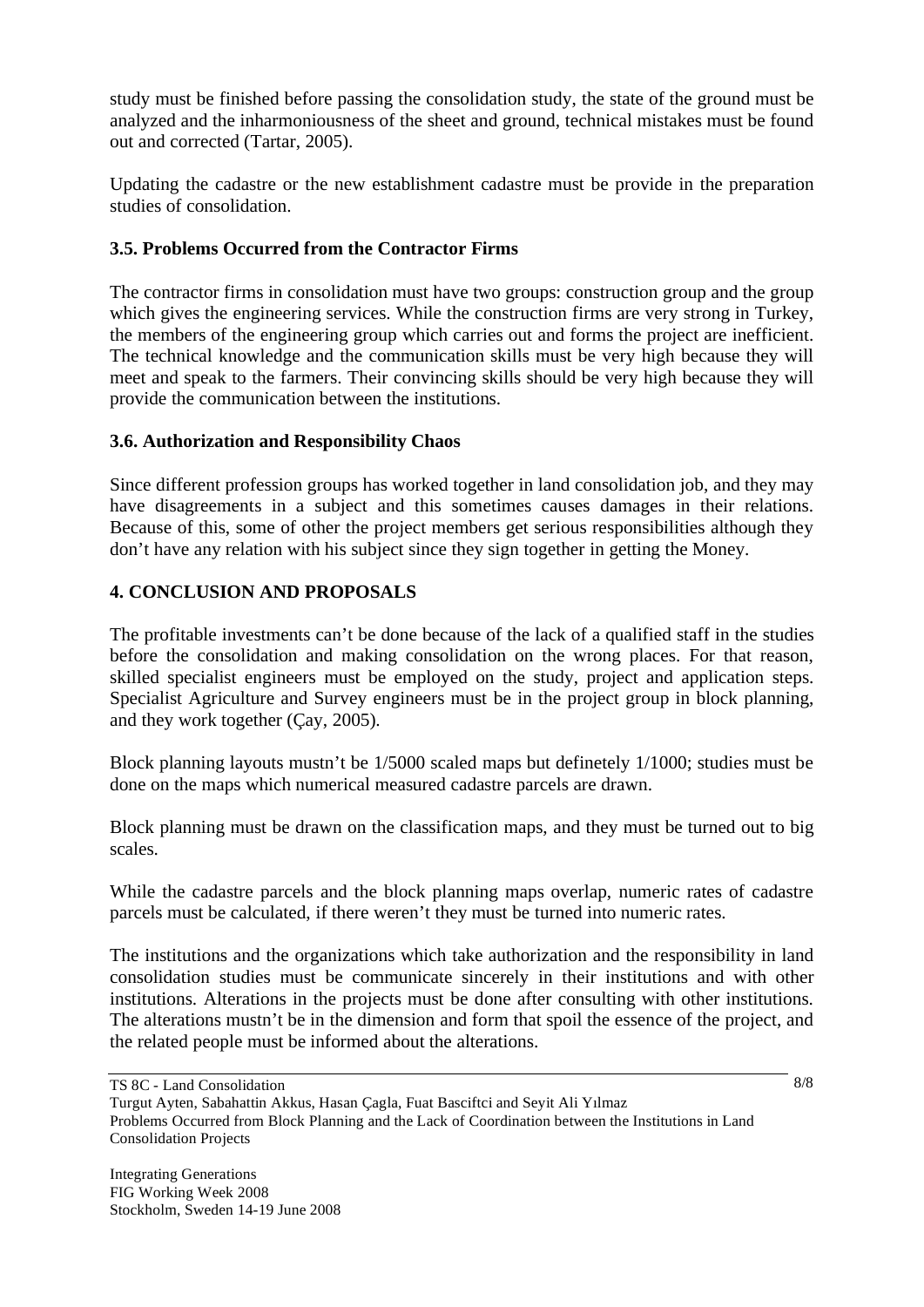study must be finished before passing the consolidation study, the state of the ground must be analyzed and the inharmoniousness of the sheet and ground, technical mistakes must be found out and corrected (Tartar, 2005).

Updating the cadastre or the new establishment cadastre must be provide in the preparation studies of consolidation.

### 3.5. Problems Occurred from the Contractor Firms

The contractor firms in consolidation must have two groups: construction group and the group which gives the engineering services. While the construction firms are very strong in Turkey, the members of the engineering group which carries out and forms the project are inefficient. The technical knowledge and the communication skills must be very high because they will meet and speak to the farmers. Their convincing skills should be very high because they will provide the communication between the institutions.

### 3.6. Authorization and Responsibility Chaos

Since different profession groups has worked together in land consolidation job, and they may have disagreements in a subject and this sometimes causes damages in their relations. Because of this, some of other the project members get serious responsibilities although they don't have any relation with his subject since they sign together in getting the Money.

## 4. CONCLUSION AND PROPOSALS

The profitable investments can't be done because of the lack of a qualified staff in the studies before the consolidation and making consolidation on the wrong places. For that reason, skilled specialist engineers must be employed on the study, project and application steps. Specialist Agriculture and Survey engineers must be in the project group in block planning, and they work together (Çay, 2005).

Block planning layouts mustn't be 1/5000 scaled maps but definetely 1/1000; studies must be done on the maps which numerical measured cadastre parcels are drawn.

Block planning must be drawn on the classification maps, and they must be turned out to big scales.

While the cadastre parcels and the block planning maps overlap, numeric rates of cadastre parcels must be calculated, if there weren't they must be turned into numeric rates.

The institutions and the organizations which take authorization and the responsibility in land consolidation studies must be communicate sincerely in their institutions and with other institutions. Alterations in the projects must be done after consulting with other institutions. The alterations mustn't be in the dimension and form that spoil the essence of the project, and the related people must be informed about the alterations.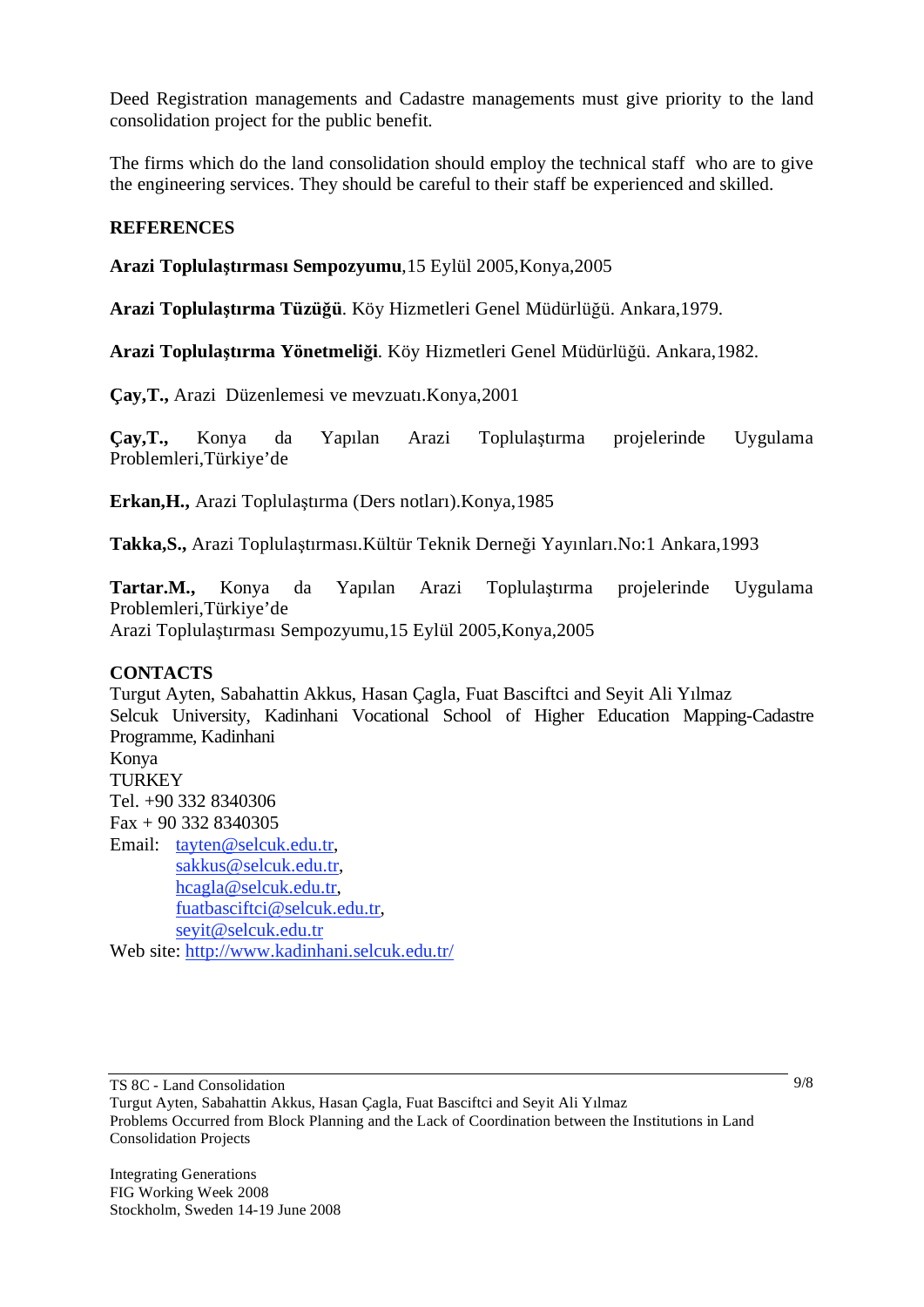Deed Registration managements and Cadastre managements must give priority to the land consolidation project for the public benefit.

The firms which do the land consolidation should employ the technical staff who are to give the engineering services. They should be careful to their staff be experienced and skilled.

## REFERENCES

**Arazi Toplulaştırması Sempozyumu**,15 Eylül 2005,Konya,2005

**Arazi Toplulaştırma Tüzüğü**. Köy Hizmetleri Genel Müdürlüğü. Ankara,1979.

**Arazi Toplulaştırma Yönetmeliği**. Köy Hizmetleri Genel Müdürlüğü. Ankara,1982.

**Çay,T.,** Arazi Düzenlemesi ve mevzuatı.Konya,2001

**Çay,T.,** Konya da Yapılan Arazi Toplulaştırma projelerinde Uygulama Problemleri,Türkiye'de

**Erkan,H.,** Arazi Toplulaştırma (Ders notları).Konya,1985

**Takka,S.,** Arazi Toplulaştırması.Kültür Teknik Derneği Yayınları.No:1 Ankara,1993

**Tartar.M.,** Konya da Yapılan Arazi Toplulaştırma projelerinde Uygulama Problemleri,Türkiye'de
Arazi Toplulaştırması Sempozyumu,15 Eylül 2005,Konya,2005

## CONTACTS

Turgut Ayten, Sabahattin Akkus, Hasan Çagla, Fuat Basciftci and Seyit Ali Yılmaz
Selcuk University, Kadinhani Vocational School of Higher Education Mapping-Cadastre Programme, Kadinhani
Konya
TURKEY
Tel. +90 332 8340306
Fax + 90 332 8340305
Email: tayten@selcuk.edu.tr,
sakkus@selcuk.edu.tr,
hcagla@selcuk.edu.tr,
fuatbasciftci@selcuk.edu.tr,
seyit@selcuk.edu.tr
Web site: http://www.kadinhani.selcuk.edu.tr/